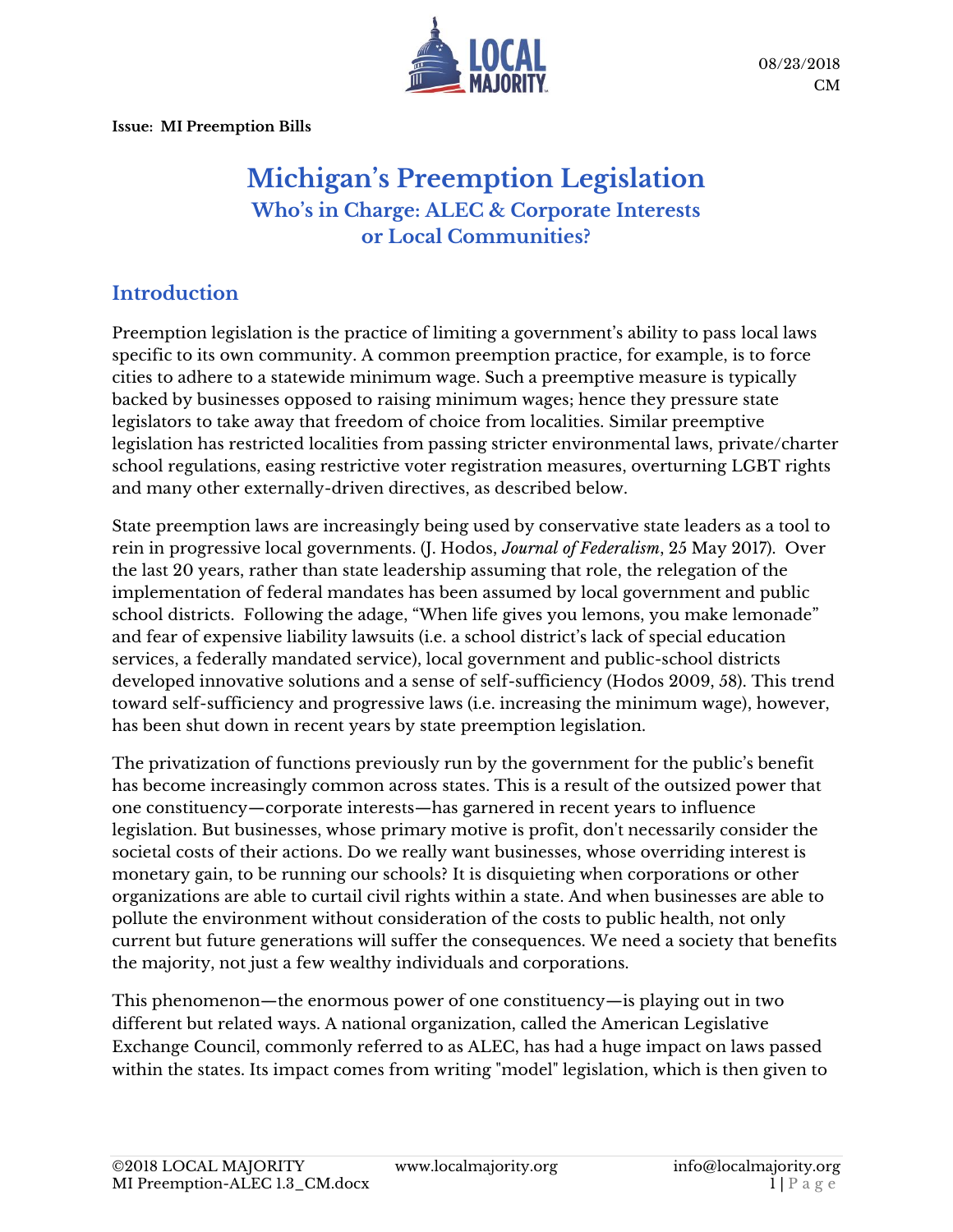08/23/2018
CM

**Issue: MI Preemption Bills**

# Michigan's Preemption Legislation

## Who's in Charge: ALEC & Corporate Interests or Local Communities?

## Introduction

Preemption legislation is the practice of limiting a government's ability to pass local laws specific to its own community. A common preemption practice, for example, is to force cities to adhere to a statewide minimum wage. Such a preemptive measure is typically backed by businesses opposed to raising minimum wages; hence they pressure state legislators to take away that freedom of choice from localities. Similar preemptive legislation has restricted localities from passing stricter environmental laws, private/charter school regulations, easing restrictive voter registration measures, overturning LGBT rights and many other externally-driven directives, as described below.

State preemption laws are increasingly being used by conservative state leaders as a tool to rein in progressive local governments. (J. Hodos, *Journal of Federalism*, 25 May 2017). Over the last 20 years, rather than state leadership assuming that role, the relegation of the implementation of federal mandates has been assumed by local government and public school districts. Following the adage, "When life gives you lemons, you make lemonade" and fear of expensive liability lawsuits (i.e. a school district's lack of special education services, a federally mandated service), local government and public-school districts developed innovative solutions and a sense of self-sufficiency (Hodos 2009, 58). This trend toward self-sufficiency and progressive laws (i.e. increasing the minimum wage), however, has been shut down in recent years by state preemption legislation.

The privatization of functions previously run by the government for the public's benefit has become increasingly common across states. This is a result of the outsized power that one constituency—corporate interests—has garnered in recent years to influence legislation. But businesses, whose primary motive is profit, don't necessarily consider the societal costs of their actions. Do we really want businesses, whose overriding interest is monetary gain, to be running our schools? It is disquieting when corporations or other organizations are able to curtail civil rights within a state. And when businesses are able to pollute the environment without consideration of the costs to public health, not only current but future generations will suffer the consequences. We need a society that benefits the majority, not just a few wealthy individuals and corporations.

This phenomenon—the enormous power of one constituency—is playing out in two different but related ways. A national organization, called the American Legislative Exchange Council, commonly referred to as ALEC, has had a huge impact on laws passed within the states. Its impact comes from writing "model" legislation, which is then given to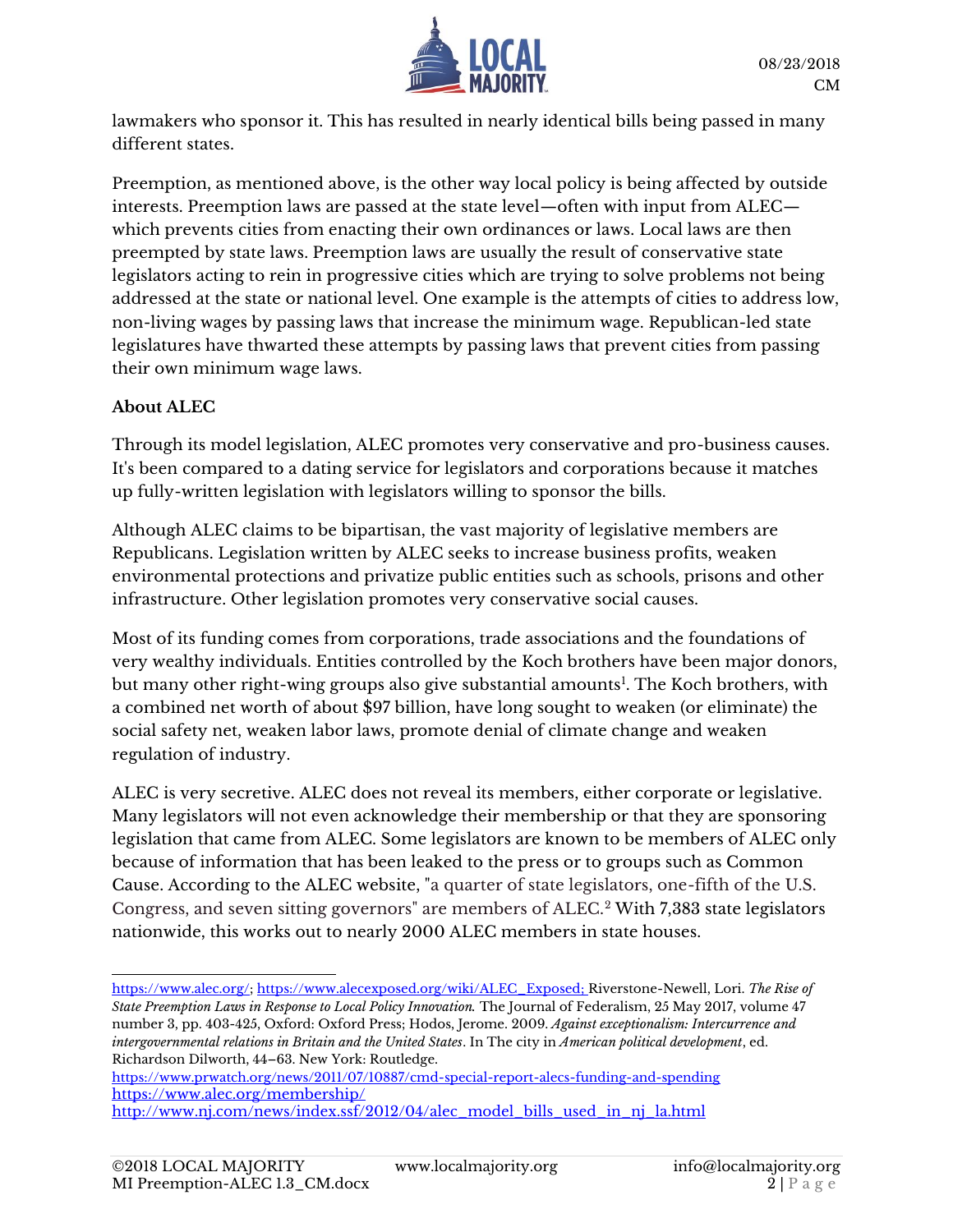lawmakers who sponsor it. This has resulted in nearly identical bills being passed in many different states.

Preemption, as mentioned above, is the other way local policy is being affected by outside interests. Preemption laws are passed at the state level—often with input from ALEC—which prevents cities from enacting their own ordinances or laws. Local laws are then preempted by state laws. Preemption laws are usually the result of conservative state legislators acting to rein in progressive cities which are trying to solve problems not being addressed at the state or national level. One example is the attempts of cities to address low, non-living wages by passing laws that increase the minimum wage. Republican-led state legislatures have thwarted these attempts by passing laws that prevent cities from passing their own minimum wage laws.

**About ALEC**

Through its model legislation, ALEC promotes very conservative and pro-business causes. It's been compared to a dating service for legislators and corporations because it matches up fully-written legislation with legislators willing to sponsor the bills.

Although ALEC claims to be bipartisan, the vast majority of legislative members are Republicans. Legislation written by ALEC seeks to increase business profits, weaken environmental protections and privatize public entities such as schools, prisons and other infrastructure. Other legislation promotes very conservative social causes.

Most of its funding comes from corporations, trade associations and the foundations of very wealthy individuals. Entities controlled by the Koch brothers have been major donors, but many other right-wing groups also give substantial amounts[1]. The Koch brothers, with a combined net worth of about $97 billion, have long sought to weaken (or eliminate) the social safety net, weaken labor laws, promote denial of climate change and weaken regulation of industry.

ALEC is very secretive. ALEC does not reveal its members, either corporate or legislative. Many legislators will not even acknowledge their membership or that they are sponsoring legislation that came from ALEC. Some legislators are known to be members of ALEC only because of information that has been leaked to the press or to groups such as Common Cause. According to the ALEC website, "a quarter of state legislators, one-fifth of the U.S. Congress, and seven sitting governors" are members of ALEC.[2] With 7,383 state legislators nationwide, this works out to nearly 2000 ALEC members in state houses.

---

https://www.alec.org/; https://www.alecexposed.org/wiki/ALEC_Exposed; Riverstone-Newell, Lori. *The Rise of State Preemption Laws in Response to Local Policy Innovation.* The Journal of Federalism, 25 May 2017, volume 47 number 3, pp. 403-425, Oxford: Oxford Press; Hodos, Jerome. 2009. *Against exceptionalism: Intercurrence and intergovernmental relations in Britain and the United States*. In The city in *American political development*, ed. Richardson Dilworth, 44–63. New York: Routledge.

https://www.prwatch.org/news/2011/07/10887/cmd-special-report-alecs-funding-and-spending

https://www.alec.org/membership/

http://www.nj.com/news/index.ssf/2012/04/alec_model_bills_used_in_nj_la.html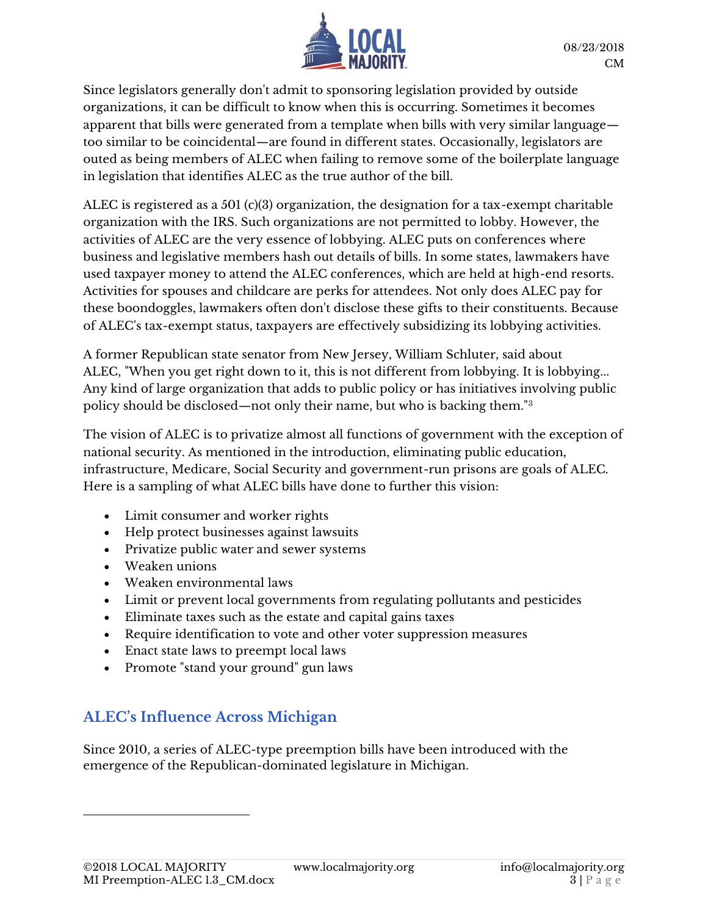Since legislators generally don't admit to sponsoring legislation provided by outside organizations, it can be difficult to know when this is occurring. Sometimes it becomes apparent that bills were generated from a template when bills with very similar language—too similar to be coincidental—are found in different states. Occasionally, legislators are outed as being members of ALEC when failing to remove some of the boilerplate language in legislation that identifies ALEC as the true author of the bill.

ALEC is registered as a 501 (c)(3) organization, the designation for a tax-exempt charitable organization with the IRS. Such organizations are not permitted to lobby. However, the activities of ALEC are the very essence of lobbying. ALEC puts on conferences where business and legislative members hash out details of bills. In some states, lawmakers have used taxpayer money to attend the ALEC conferences, which are held at high-end resorts. Activities for spouses and childcare are perks for attendees. Not only does ALEC pay for these boondoggles, lawmakers often don't disclose these gifts to their constituents. Because of ALEC's tax-exempt status, taxpayers are effectively subsidizing its lobbying activities.

A former Republican state senator from New Jersey, William Schluter, said about ALEC, "When you get right down to it, this is not different from lobbying. It is lobbying… Any kind of large organization that adds to public policy or has initiatives involving public policy should be disclosed—not only their name, but who is backing them."[3]

The vision of ALEC is to privatize almost all functions of government with the exception of national security. As mentioned in the introduction, eliminating public education, infrastructure, Medicare, Social Security and government-run prisons are goals of ALEC. Here is a sampling of what ALEC bills have done to further this vision:

- Limit consumer and worker rights
- Help protect businesses against lawsuits
- Privatize public water and sewer systems
- Weaken unions
- Weaken environmental laws
- Limit or prevent local governments from regulating pollutants and pesticides
- Eliminate taxes such as the estate and capital gains taxes
- Require identification to vote and other voter suppression measures
- Enact state laws to preempt local laws
- Promote "stand your ground" gun laws

## ALEC's Influence Across Michigan

Since 2010, a series of ALEC-type preemption bills have been introduced with the emergence of the Republican-dominated legislature in Michigan.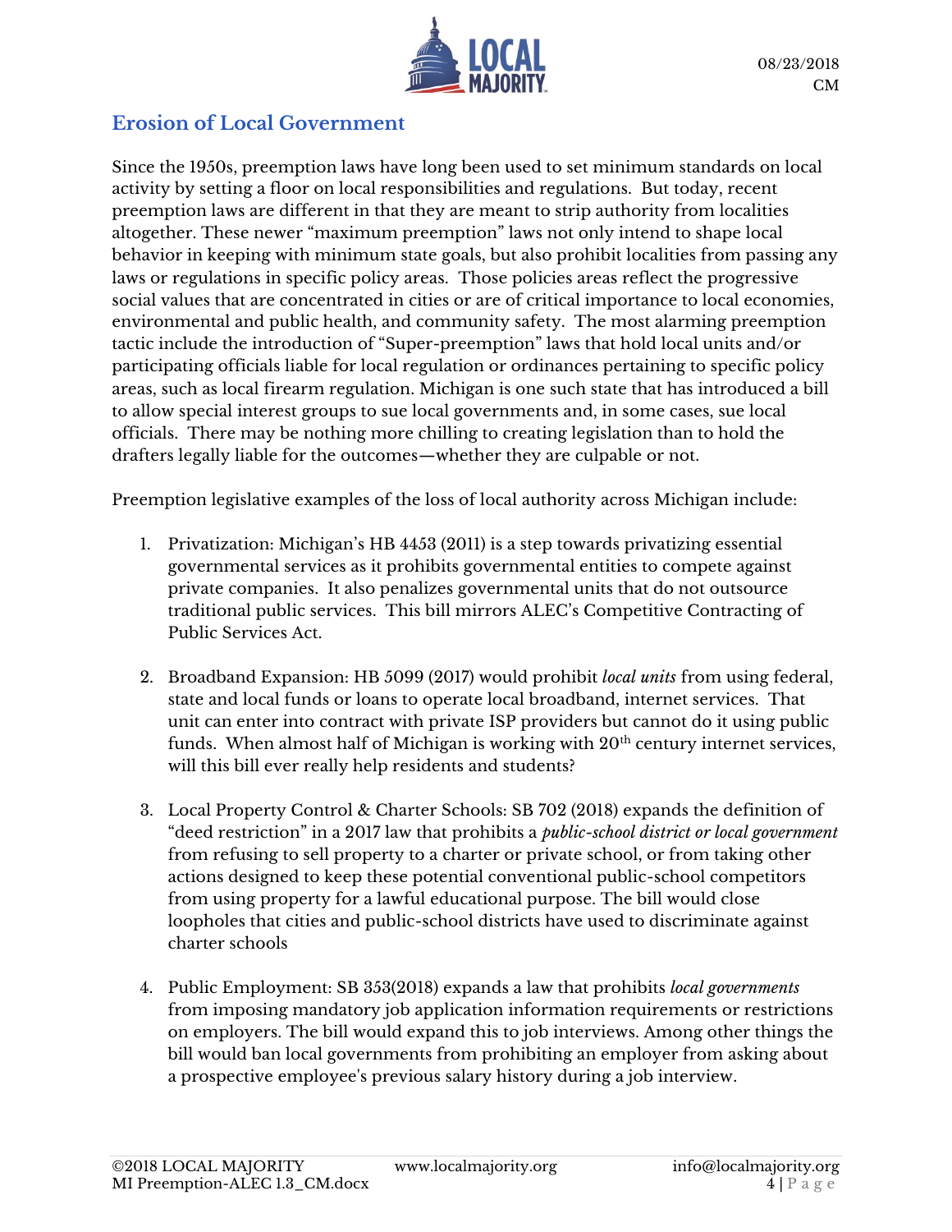## Erosion of Local Government

Since the 1950s, preemption laws have long been used to set minimum standards on local activity by setting a floor on local responsibilities and regulations. But today, recent preemption laws are different in that they are meant to strip authority from localities altogether. These newer "maximum preemption" laws not only intend to shape local behavior in keeping with minimum state goals, but also prohibit localities from passing any laws or regulations in specific policy areas. Those policies areas reflect the progressive social values that are concentrated in cities or are of critical importance to local economies, environmental and public health, and community safety. The most alarming preemption tactic include the introduction of "Super-preemption" laws that hold local units and/or participating officials liable for local regulation or ordinances pertaining to specific policy areas, such as local firearm regulation. Michigan is one such state that has introduced a bill to allow special interest groups to sue local governments and, in some cases, sue local officials. There may be nothing more chilling to creating legislation than to hold the drafters legally liable for the outcomes—whether they are culpable or not.

Preemption legislative examples of the loss of local authority across Michigan include:

1. Privatization: Michigan's HB 4453 (2011) is a step towards privatizing essential governmental services as it prohibits governmental entities to compete against private companies. It also penalizes governmental units that do not outsource traditional public services. This bill mirrors ALEC's Competitive Contracting of Public Services Act.

2. Broadband Expansion: HB 5099 (2017) would prohibit *local units* from using federal, state and local funds or loans to operate local broadband, internet services. That unit can enter into contract with private ISP providers but cannot do it using public funds. When almost half of Michigan is working with 20th century internet services, will this bill ever really help residents and students?

3. Local Property Control & Charter Schools: SB 702 (2018) expands the definition of "deed restriction" in a 2017 law that prohibits a *public-school district or local government* from refusing to sell property to a charter or private school, or from taking other actions designed to keep these potential conventional public-school competitors from using property for a lawful educational purpose. The bill would close loopholes that cities and public-school districts have used to discriminate against charter schools

4. Public Employment: SB 353(2018) expands a law that prohibits *local governments* from imposing mandatory job application information requirements or restrictions on employers. The bill would expand this to job interviews. Among other things the bill would ban local governments from prohibiting an employer from asking about a prospective employee's previous salary history during a job interview.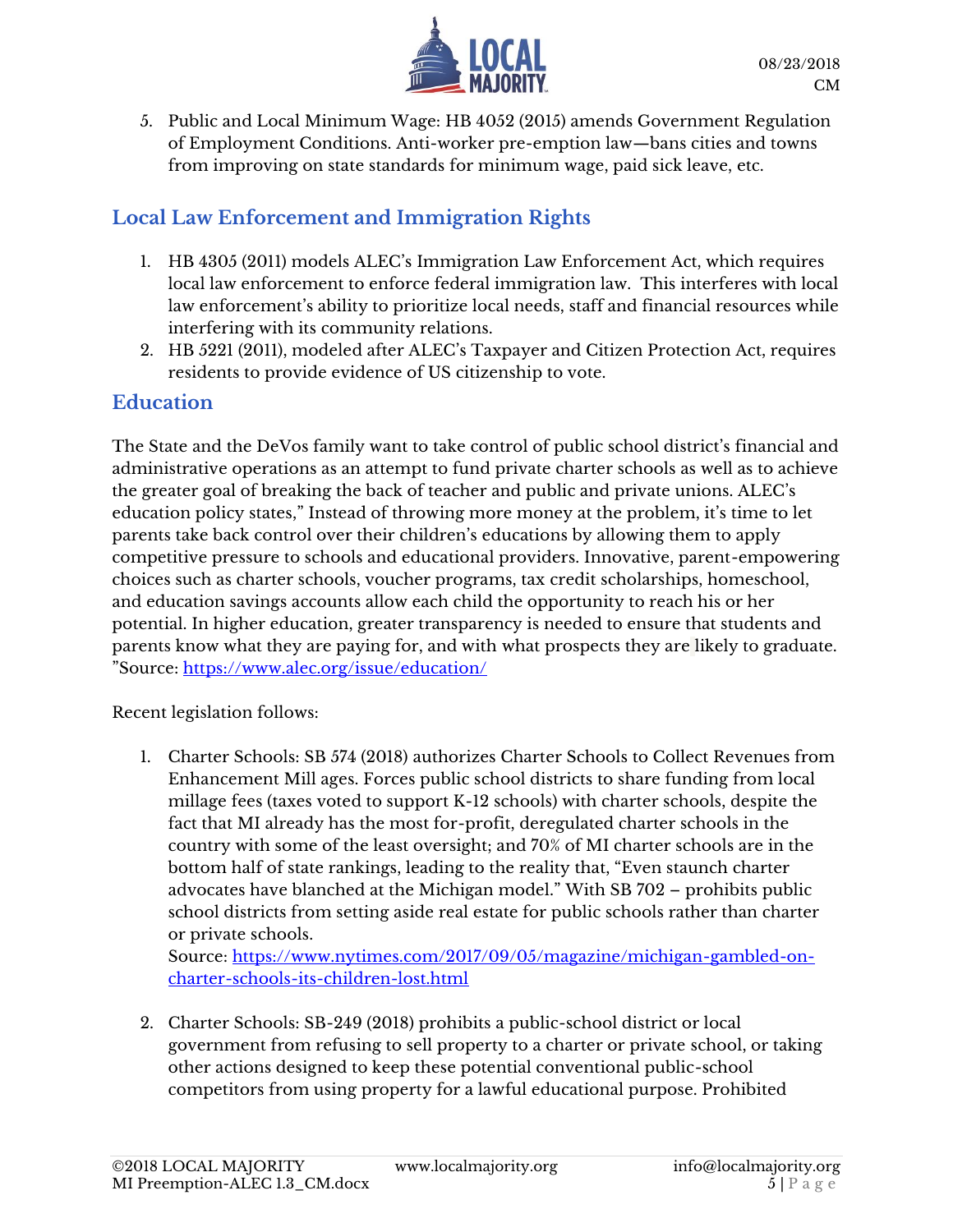5. Public and Local Minimum Wage: HB 4052 (2015) amends Government Regulation of Employment Conditions. Anti-worker pre-emption law—bans cities and towns from improving on state standards for minimum wage, paid sick leave, etc.

## Local Law Enforcement and Immigration Rights

1. HB 4305 (2011) models ALEC's Immigration Law Enforcement Act, which requires local law enforcement to enforce federal immigration law. This interferes with local law enforcement's ability to prioritize local needs, staff and financial resources while interfering with its community relations.
2. HB 5221 (2011), modeled after ALEC's Taxpayer and Citizen Protection Act, requires residents to provide evidence of US citizenship to vote.

## Education

The State and the DeVos family want to take control of public school district's financial and administrative operations as an attempt to fund private charter schools as well as to achieve the greater goal of breaking the back of teacher and public and private unions. ALEC's education policy states," Instead of throwing more money at the problem, it's time to let parents take back control over their children's educations by allowing them to apply competitive pressure to schools and educational providers. Innovative, parent-empowering choices such as charter schools, voucher programs, tax credit scholarships, homeschool, and education savings accounts allow each child the opportunity to reach his or her potential. In higher education, greater transparency is needed to ensure that students and parents know what they are paying for, and with what prospects they are likely to graduate. "Source: [https://www.alec.org/issue/education/](https://www.alec.org/issue/education/)

Recent legislation follows:

1. Charter Schools: SB 574 (2018) authorizes Charter Schools to Collect Revenues from Enhancement Mill ages. Forces public school districts to share funding from local millage fees (taxes voted to support K-12 schools) with charter schools, despite the fact that MI already has the most for-profit, deregulated charter schools in the country with some of the least oversight; and 70% of MI charter schools are in the bottom half of state rankings, leading to the reality that, "Even staunch charter advocates have blanched at the Michigan model." With SB 702 – prohibits public school districts from setting aside real estate for public schools rather than charter or private schools.
   Source: [https://www.nytimes.com/2017/09/05/magazine/michigan-gambled-on-charter-schools-its-children-lost.html](https://www.nytimes.com/2017/09/05/magazine/michigan-gambled-on-charter-schools-its-children-lost.html)

2. Charter Schools: SB-249 (2018) prohibits a public-school district or local government from refusing to sell property to a charter or private school, or taking other actions designed to keep these potential conventional public-school competitors from using property for a lawful educational purpose. Prohibited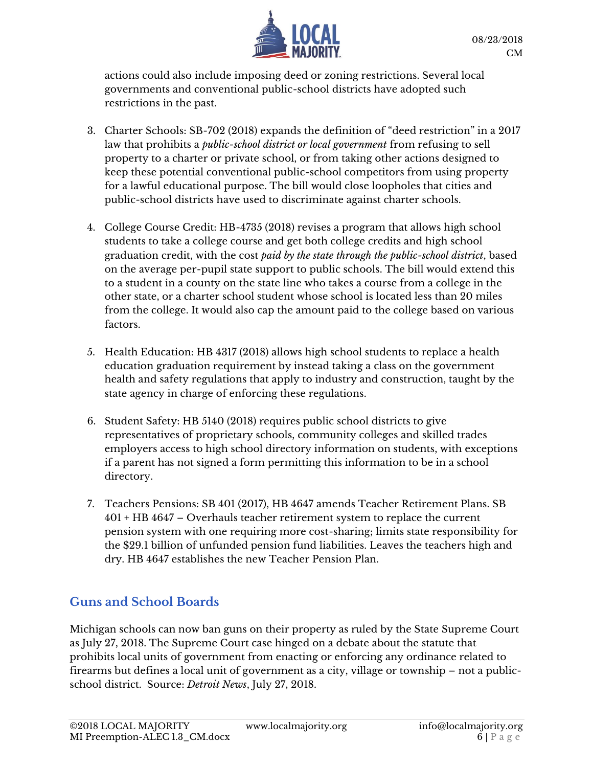actions could also include imposing deed or zoning restrictions. Several local governments and conventional public-school districts have adopted such restrictions in the past.

3. Charter Schools: SB-702 (2018) expands the definition of "deed restriction" in a 2017 law that prohibits a *public-school district or local government* from refusing to sell property to a charter or private school, or from taking other actions designed to keep these potential conventional public-school competitors from using property for a lawful educational purpose. The bill would close loopholes that cities and public-school districts have used to discriminate against charter schools.

4. College Course Credit: HB-4735 (2018) revises a program that allows high school students to take a college course and get both college credits and high school graduation credit, with the cost *paid by the state through the public-school district*, based on the average per-pupil state support to public schools. The bill would extend this to a student in a county on the state line who takes a course from a college in the other state, or a charter school student whose school is located less than 20 miles from the college. It would also cap the amount paid to the college based on various factors.

5. Health Education: HB 4317 (2018) allows high school students to replace a health education graduation requirement by instead taking a class on the government health and safety regulations that apply to industry and construction, taught by the state agency in charge of enforcing these regulations.

6. Student Safety: HB 5140 (2018) requires public school districts to give representatives of proprietary schools, community colleges and skilled trades employers access to high school directory information on students, with exceptions if a parent has not signed a form permitting this information to be in a school directory.

7. Teachers Pensions: SB 401 (2017), HB 4647 amends Teacher Retirement Plans. SB 401 + HB 4647 – Overhauls teacher retirement system to replace the current pension system with one requiring more cost-sharing; limits state responsibility for the $29.1 billion of unfunded pension fund liabilities. Leaves the teachers high and dry. HB 4647 establishes the new Teacher Pension Plan.

## Guns and School Boards

Michigan schools can now ban guns on their property as ruled by the State Supreme Court as July 27, 2018. The Supreme Court case hinged on a debate about the statute that prohibits local units of government from enacting or enforcing any ordinance related to firearms but defines a local unit of government as a city, village or township – not a public-school district. Source: *Detroit News*, July 27, 2018.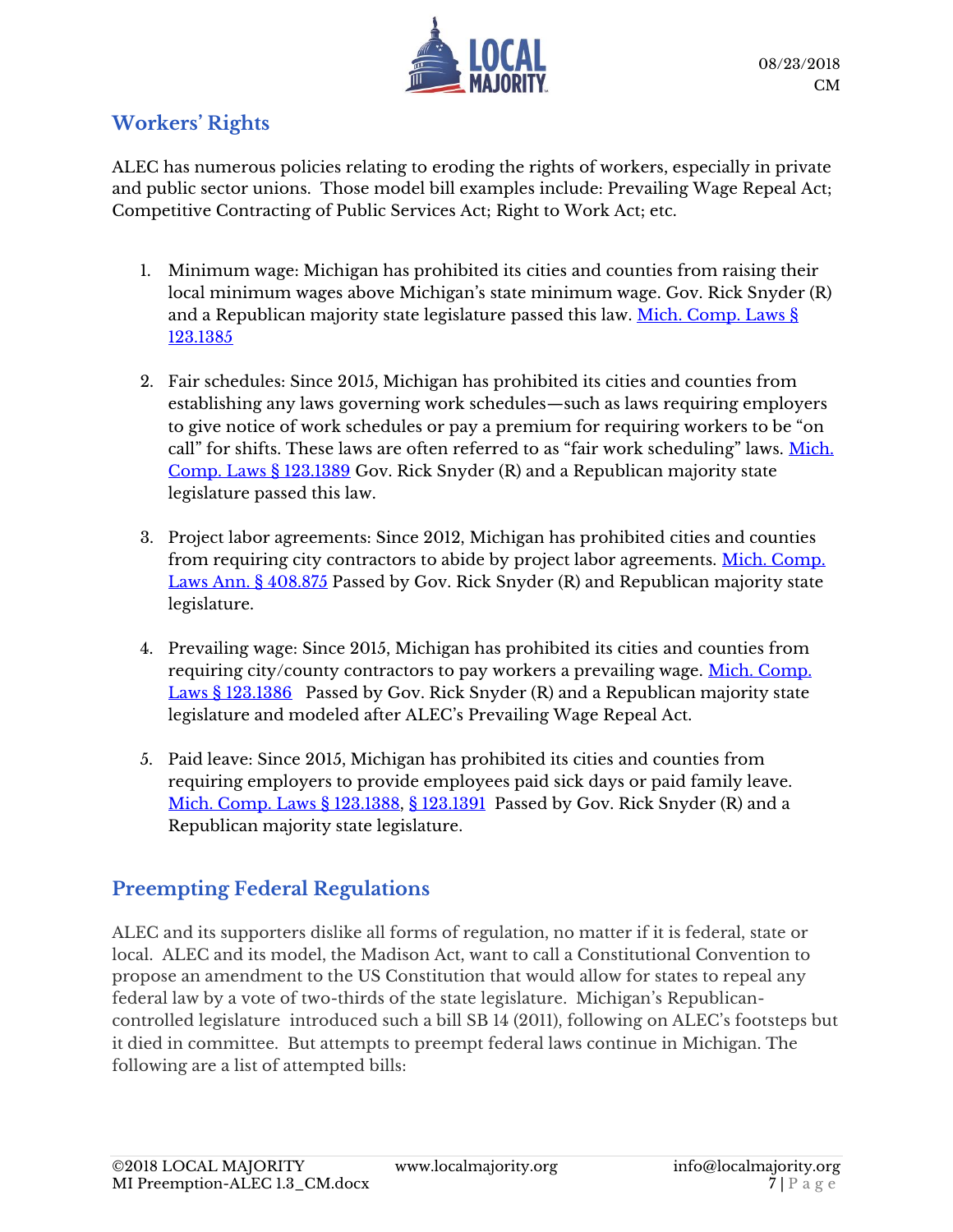## Workers' Rights

ALEC has numerous policies relating to eroding the rights of workers, especially in private and public sector unions. Those model bill examples include: Prevailing Wage Repeal Act; Competitive Contracting of Public Services Act; Right to Work Act; etc.

1. Minimum wage: Michigan has prohibited its cities and counties from raising their local minimum wages above Michigan's state minimum wage. Gov. Rick Snyder (R) and a Republican majority state legislature passed this law. Mich. Comp. Laws § 123.1385

2. Fair schedules: Since 2015, Michigan has prohibited its cities and counties from establishing any laws governing work schedules—such as laws requiring employers to give notice of work schedules or pay a premium for requiring workers to be "on call" for shifts. These laws are often referred to as "fair work scheduling" laws. Mich. Comp. Laws § 123.1389 Gov. Rick Snyder (R) and a Republican majority state legislature passed this law.

3. Project labor agreements: Since 2012, Michigan has prohibited cities and counties from requiring city contractors to abide by project labor agreements. Mich. Comp. Laws Ann. § 408.875 Passed by Gov. Rick Snyder (R) and Republican majority state legislature.

4. Prevailing wage: Since 2015, Michigan has prohibited its cities and counties from requiring city/county contractors to pay workers a prevailing wage. Mich. Comp. Laws § 123.1386 Passed by Gov. Rick Snyder (R) and a Republican majority state legislature and modeled after ALEC's Prevailing Wage Repeal Act.

5. Paid leave: Since 2015, Michigan has prohibited its cities and counties from requiring employers to provide employees paid sick days or paid family leave. Mich. Comp. Laws § 123.1388, § 123.1391 Passed by Gov. Rick Snyder (R) and a Republican majority state legislature.

## Preempting Federal Regulations

ALEC and its supporters dislike all forms of regulation, no matter if it is federal, state or local. ALEC and its model, the Madison Act, want to call a Constitutional Convention to propose an amendment to the US Constitution that would allow for states to repeal any federal law by a vote of two-thirds of the state legislature. Michigan's Republican-controlled legislature introduced such a bill SB 14 (2011), following on ALEC's footsteps but it died in committee. But attempts to preempt federal laws continue in Michigan. The following are a list of attempted bills: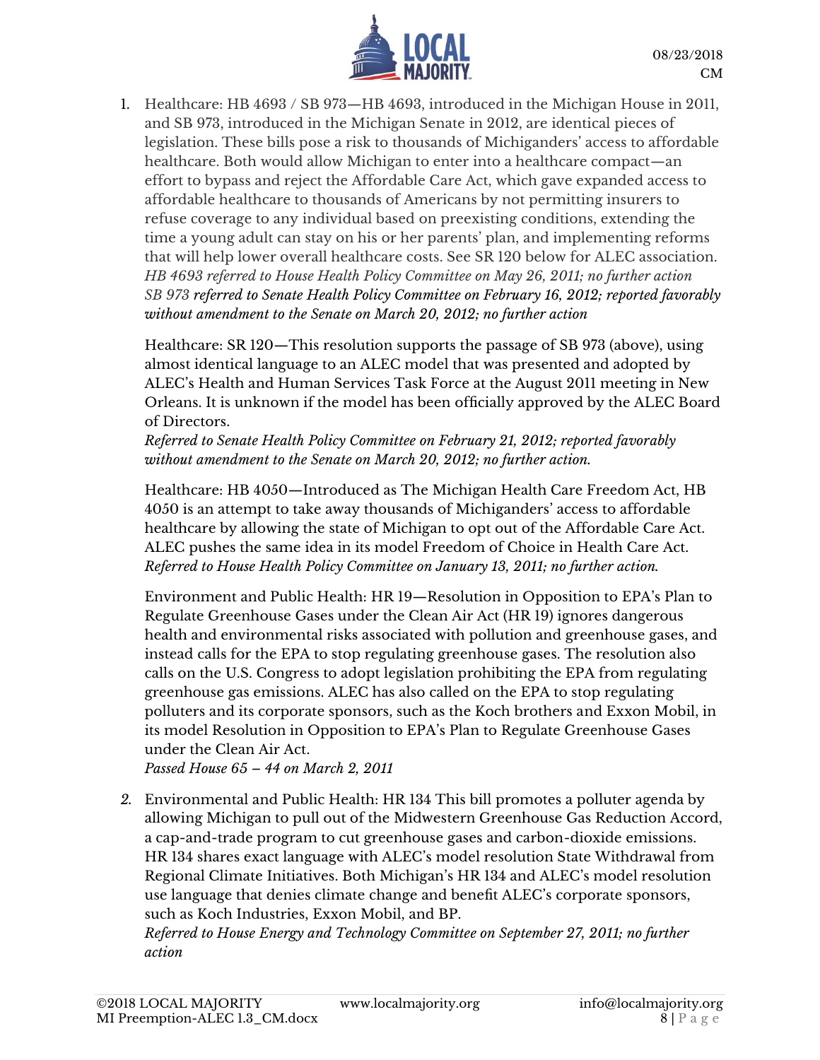1. Healthcare: HB 4693 / SB 973—HB 4693, introduced in the Michigan House in 2011, and SB 973, introduced in the Michigan Senate in 2012, are identical pieces of legislation. These bills pose a risk to thousands of Michiganders' access to affordable healthcare. Both would allow Michigan to enter into a healthcare compact—an effort to bypass and reject the Affordable Care Act, which gave expanded access to affordable healthcare to thousands of Americans by not permitting insurers to refuse coverage to any individual based on preexisting conditions, extending the time a young adult can stay on his or her parents' plan, and implementing reforms that will help lower overall healthcare costs. See SR 120 below for ALEC association.
   *HB 4693 referred to House Health Policy Committee on May 26, 2011; no further action*
   *SB 973 referred to Senate Health Policy Committee on February 16, 2012; reported favorably without amendment to the Senate on March 20, 2012; no further action*

   Healthcare: SR 120—This resolution supports the passage of SB 973 (above), using almost identical language to an ALEC model that was presented and adopted by ALEC's Health and Human Services Task Force at the August 2011 meeting in New Orleans. It is unknown if the model has been officially approved by the ALEC Board of Directors.
   *Referred to Senate Health Policy Committee on February 21, 2012; reported favorably without amendment to the Senate on March 20, 2012; no further action.*

   Healthcare: HB 4050—Introduced as The Michigan Health Care Freedom Act, HB 4050 is an attempt to take away thousands of Michiganders' access to affordable healthcare by allowing the state of Michigan to opt out of the Affordable Care Act. ALEC pushes the same idea in its model Freedom of Choice in Health Care Act.
   *Referred to House Health Policy Committee on January 13, 2011; no further action.*

   Environment and Public Health: HR 19—Resolution in Opposition to EPA's Plan to Regulate Greenhouse Gases under the Clean Air Act (HR 19) ignores dangerous health and environmental risks associated with pollution and greenhouse gases, and instead calls for the EPA to stop regulating greenhouse gases. The resolution also calls on the U.S. Congress to adopt legislation prohibiting the EPA from regulating greenhouse gas emissions. ALEC has also called on the EPA to stop regulating polluters and its corporate sponsors, such as the Koch brothers and Exxon Mobil, in its model Resolution in Opposition to EPA's Plan to Regulate Greenhouse Gases under the Clean Air Act.
   *Passed House 65 – 44 on March 2, 2011*

2. Environmental and Public Health: HR 134 This bill promotes a polluter agenda by allowing Michigan to pull out of the Midwestern Greenhouse Gas Reduction Accord, a cap-and-trade program to cut greenhouse gases and carbon-dioxide emissions. HR 134 shares exact language with ALEC's model resolution State Withdrawal from Regional Climate Initiatives. Both Michigan's HR 134 and ALEC's model resolution use language that denies climate change and benefit ALEC's corporate sponsors, such as Koch Industries, Exxon Mobil, and BP.
   *Referred to House Energy and Technology Committee on September 27, 2011; no further action*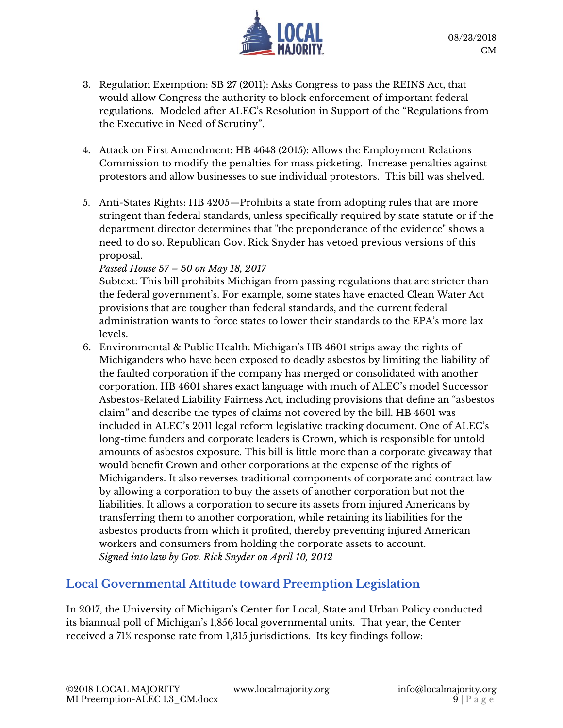3. Regulation Exemption: SB 27 (2011): Asks Congress to pass the REINS Act, that would allow Congress the authority to block enforcement of important federal regulations. Modeled after ALEC's Resolution in Support of the "Regulations from the Executive in Need of Scrutiny".

4. Attack on First Amendment: HB 4643 (2015): Allows the Employment Relations Commission to modify the penalties for mass picketing. Increase penalties against protestors and allow businesses to sue individual protestors. This bill was shelved.

5. Anti-States Rights: HB 4205—Prohibits a state from adopting rules that are more stringent than federal standards, unless specifically required by state statute or if the department director determines that "the preponderance of the evidence" shows a need to do so. Republican Gov. Rick Snyder has vetoed previous versions of this proposal.
   *Passed House 57 – 50 on May 18, 2017*
   Subtext: This bill prohibits Michigan from passing regulations that are stricter than the federal government's. For example, some states have enacted Clean Water Act provisions that are tougher than federal standards, and the current federal administration wants to force states to lower their standards to the EPA's more lax levels.

6. Environmental & Public Health: Michigan's HB 4601 strips away the rights of Michiganders who have been exposed to deadly asbestos by limiting the liability of the faulted corporation if the company has merged or consolidated with another corporation. HB 4601 shares exact language with much of ALEC's model Successor Asbestos-Related Liability Fairness Act, including provisions that define an "asbestos claim" and describe the types of claims not covered by the bill. HB 4601 was included in ALEC's 2011 legal reform legislative tracking document. One of ALEC's long-time funders and corporate leaders is Crown, which is responsible for untold amounts of asbestos exposure. This bill is little more than a corporate giveaway that would benefit Crown and other corporations at the expense of the rights of Michiganders. It also reverses traditional components of corporate and contract law by allowing a corporation to buy the assets of another corporation but not the liabilities. It allows a corporation to secure its assets from injured Americans by transferring them to another corporation, while retaining its liabilities for the asbestos products from which it profited, thereby preventing injured American workers and consumers from holding the corporate assets to account.
   *Signed into law by Gov. Rick Snyder on April 10, 2012*

## Local Governmental Attitude toward Preemption Legislation

In 2017, the University of Michigan's Center for Local, State and Urban Policy conducted its biannual poll of Michigan's 1,856 local governmental units. That year, the Center received a 71% response rate from 1,315 jurisdictions. Its key findings follow: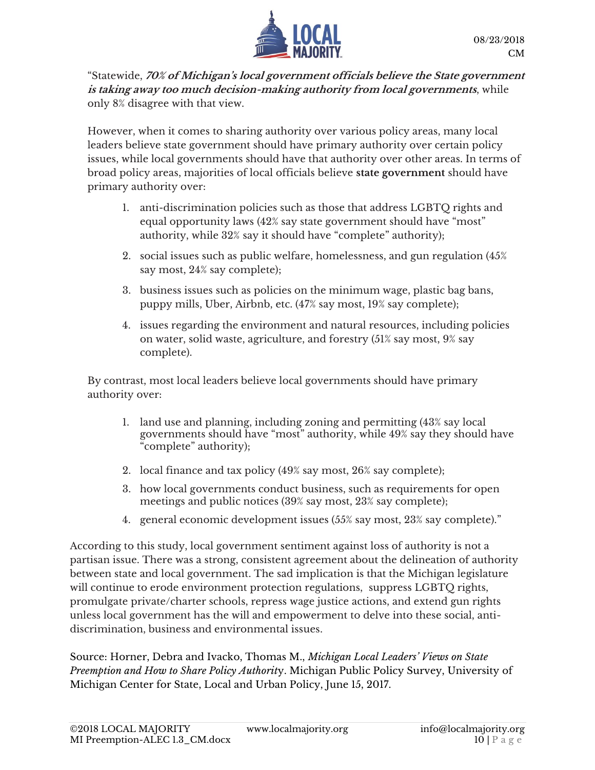"Statewide, ***70% of Michigan's local government officials believe the State government is taking away too much decision-making authority from local governments***, while only 8% disagree with that view.

However, when it comes to sharing authority over various policy areas, many local leaders believe state government should have primary authority over certain policy issues, while local governments should have that authority over other areas. In terms of broad policy areas, majorities of local officials believe **state government** should have primary authority over:

1. anti-discrimination policies such as those that address LGBTQ rights and equal opportunity laws (42% say state government should have "most" authority, while 32% say it should have "complete" authority);
2. social issues such as public welfare, homelessness, and gun regulation (45% say most, 24% say complete);
3. business issues such as policies on the minimum wage, plastic bag bans, puppy mills, Uber, Airbnb, etc. (47% say most, 19% say complete);
4. issues regarding the environment and natural resources, including policies on water, solid waste, agriculture, and forestry (51% say most, 9% say complete).

By contrast, most local leaders believe local governments should have primary authority over:

1. land use and planning, including zoning and permitting (43% say local governments should have "most" authority, while 49% say they should have "complete" authority);
2. local finance and tax policy (49% say most, 26% say complete);
3. how local governments conduct business, such as requirements for open meetings and public notices (39% say most, 23% say complete);
4. general economic development issues (55% say most, 23% say complete)."

According to this study, local government sentiment against loss of authority is not a partisan issue. There was a strong, consistent agreement about the delineation of authority between state and local government. The sad implication is that the Michigan legislature will continue to erode environment protection regulations, suppress LGBTQ rights, promulgate private/charter schools, repress wage justice actions, and extend gun rights unless local government has the will and empowerment to delve into these social, anti-discrimination, business and environmental issues.

Source: Horner, Debra and Ivacko, Thomas M., *Michigan Local Leaders' Views on State Preemption and How to Share Policy Authority*. Michigan Public Policy Survey, University of Michigan Center for State, Local and Urban Policy, June 15, 2017.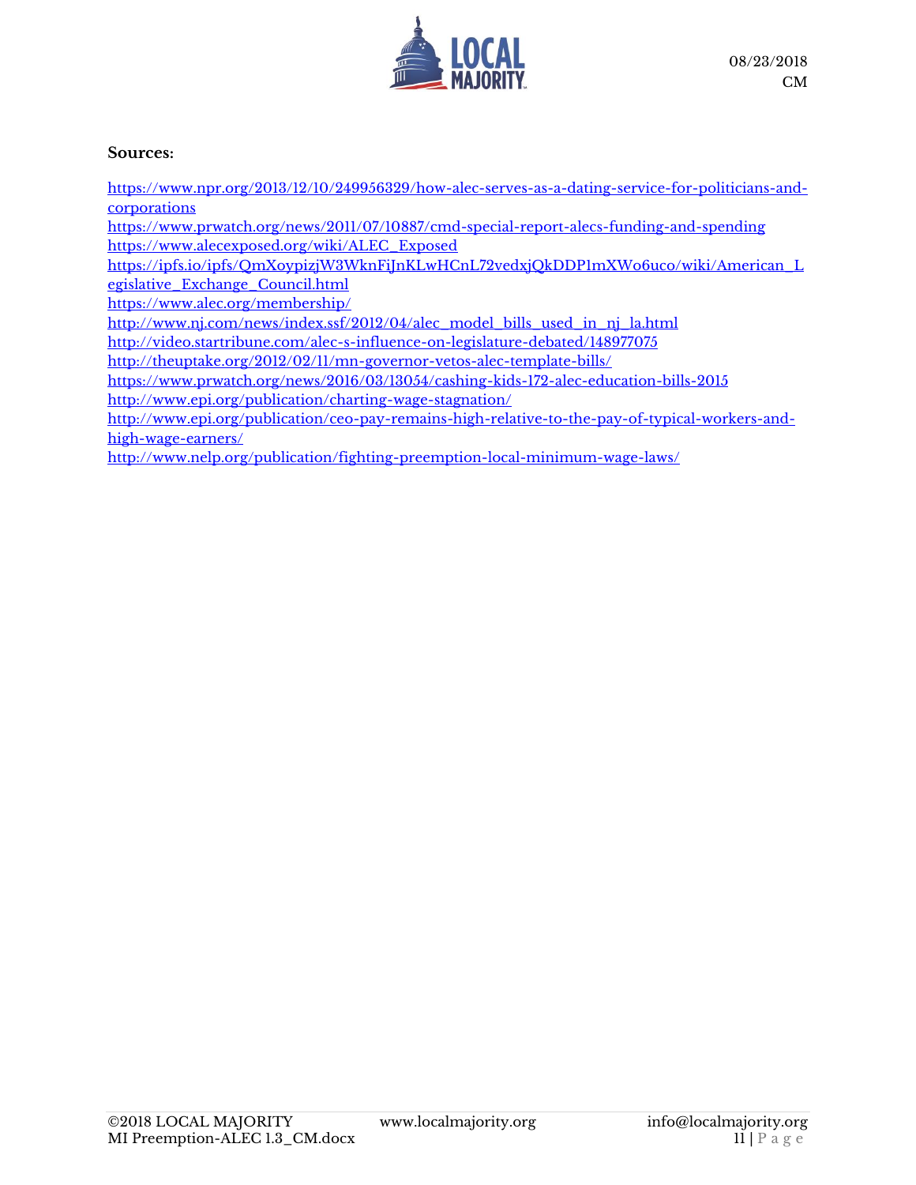**Sources:**

https://www.npr.org/2013/12/10/249956329/how-alec-serves-as-a-dating-service-for-politicians-and-corporations
https://www.prwatch.org/news/2011/07/10887/cmd-special-report-alecs-funding-and-spending
https://www.alecexposed.org/wiki/ALEC_Exposed
https://ipfs.io/ipfs/QmXoypizjW3WknFiJnKLwHCnL72vedxjQkDDP1mXWo6uco/wiki/American_Legislative_Exchange_Council.html
https://www.alec.org/membership/
http://www.nj.com/news/index.ssf/2012/04/alec_model_bills_used_in_nj_la.html
http://video.startribune.com/alec-s-influence-on-legislature-debated/148977075
http://theuptake.org/2012/02/11/mn-governor-vetos-alec-template-bills/
https://www.prwatch.org/news/2016/03/13054/cashing-kids-172-alec-education-bills-2015
http://www.epi.org/publication/charting-wage-stagnation/
http://www.epi.org/publication/ceo-pay-remains-high-relative-to-the-pay-of-typical-workers-and-high-wage-earners/
http://www.nelp.org/publication/fighting-preemption-local-minimum-wage-laws/